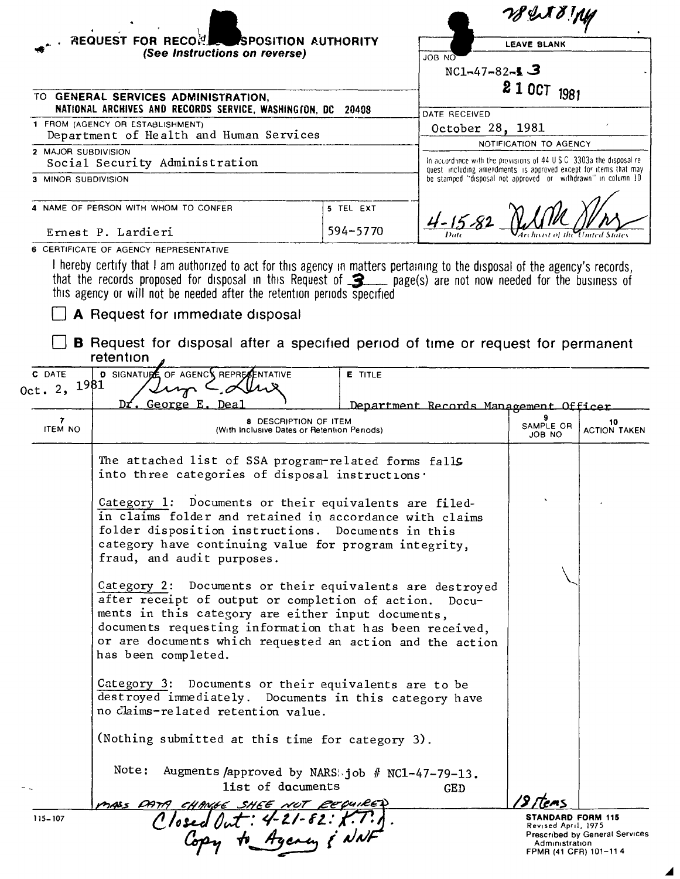78 LA 8 ! 144

**REQUEST FOR RECORDS DISPOSITION AUTHORITY**
*(See Instructions on reverse)*

| LEAVE BLANK |
|---|
| JOB NO NC1-47-82-13 |
| 21 OCT 1981 |
| DATE RECEIVED October 28, 1981 |
| NOTIFICATION TO AGENCY |
| In accordance with the provisions of 44 U S C 3303a the disposal request including amendments is approved except for items that may be stamped "disposal not approved" or "withdrawn" in column 10 |
| 4-15-82 (signature) Date / Archivist of the United States |

TO **GENERAL SERVICES ADMINISTRATION, NATIONAL ARCHIVES AND RECORDS SERVICE, WASHINGTON, DC 20408**

1 FROM (AGENCY OR ESTABLISHMENT)
Department of Health and Human Services

2 MAJOR SUBDIVISION
Social Security Administration

3 MINOR SUBDIVISION

| 4 NAME OF PERSON WITH WHOM TO CONFER | 5 TEL EXT |
|---|---|
| Ernest P. Lardieri | 594-5770 |

6 CERTIFICATE OF AGENCY REPRESENTATIVE

I hereby certify that I am authorized to act for this agency in matters pertaining to the disposal of the agency's records, that the records proposed for disposal in this Request of 3 page(s) are not now needed for the business of this agency or will not be needed after the retention periods specified

☐ **A** Request for immediate disposal

☐ **B** Request for disposal after a specified period of time or request for permanent retention

| C DATE | D SIGNATURE OF AGENCY REPRESENTATIVE | E TITLE |
|---|---|---|
| Oct. 2, 1981 | Dr. George E. Deal | Department Records Management Officer |

| 7 ITEM NO | 8 DESCRIPTION OF ITEM (With Inclusive Dates or Retention Periods) | 9 SAMPLE OR JOB NO | 10 ACTION TAKEN |
|---|---|---|---|
| | The attached list of SSA program-related forms falls into three categories of disposal instructions: | | |
| | Category 1: Documents or their equivalents are filed-in claims folder and retained in accordance with claims folder disposition instructions. Documents in this category have continuing value for program integrity, fraud, and audit purposes. | | |
| | Category 2: Documents or their equivalents are destroyed after receipt of output or completion of action. Documents in this category are either input documents, documents requesting information that has been received, or are documents which requested an action and the action has been completed. | | |
| | Category 3: Documents or their equivalents are to be destroyed immediately. Documents in this category have no claims-related retention value. | | |
| | (Nothing submitted at this time for category 3). | | |
| | Note: Augments/approved by NARS job # NC1-47-79-13. list of documents GED | | |
| | MASS DATA CHANGE SHEET NOT REQUIRED | 19 items | |

Closed Out: 4-21-82: K.T.J.
Copy to Agency & NNF

115-107

**STANDARD FORM 115**
Revised April, 1975
Prescribed by General Services Administration
FPMR (41 CFR) 101-11 4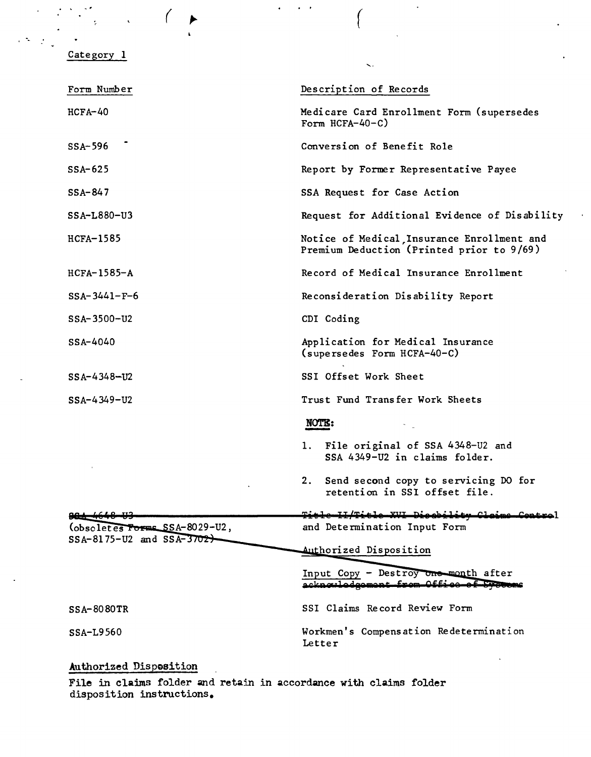Category 1

| Form Number | Description of Records |
|---|---|
| HCFA-40 | Medicare Card Enrollment Form (supersedes Form HCFA-40-C) |
| SSA-596 | Conversion of Benefit Role |
| SSA-625 | Report by Former Representative Payee |
| SSA-847 | SSA Request for Case Action |
| SSA-L880-U3 | Request for Additional Evidence of Disability |
| HCFA-1585 | Notice of Medical Insurance Enrollment and Premium Deduction (Printed prior to 9/69) |
| HCFA-1585-A | Record of Medical Insurance Enrollment |
| SSA-3441-F-6 | Reconsideration Disability Report |
| SSA-3500-U2 | CDI Coding |
| SSA-4040 | Application for Medical Insurance (supersedes Form HCFA-40-C) |
| SSA-4348-U2 | SSI Offset Work Sheet |
| SSA-4349-U2 | Trust Fund Transfer Work Sheets<br><br>**NOTE:**<br><br>1. File original of SSA 4348-U2 and SSA 4349-U2 in claims folder.<br><br>2. Send second copy to servicing DO for retention in SSI offset file. |
| ~~SSA-4648-U3~~ (obsoletes ~~Forms~~ SSA-8029-U2, SSA-8175-U2 and SSA-~~3702)~~ | ~~Title II/Title XVI Disability Claims Control~~ and Determination Input Form<br><br>Authorized Disposition<br><br>Input Copy - Destroy ~~one month~~ after ~~acknowledgement from Office of Systems~~ |
| SSA-8080TR | SSI Claims Record Review Form |
| SSA-L9560 | Workmen's Compensation Redetermination Letter |

Authorized Disposition

File in claims folder and retain in accordance with claims folder disposition instructions.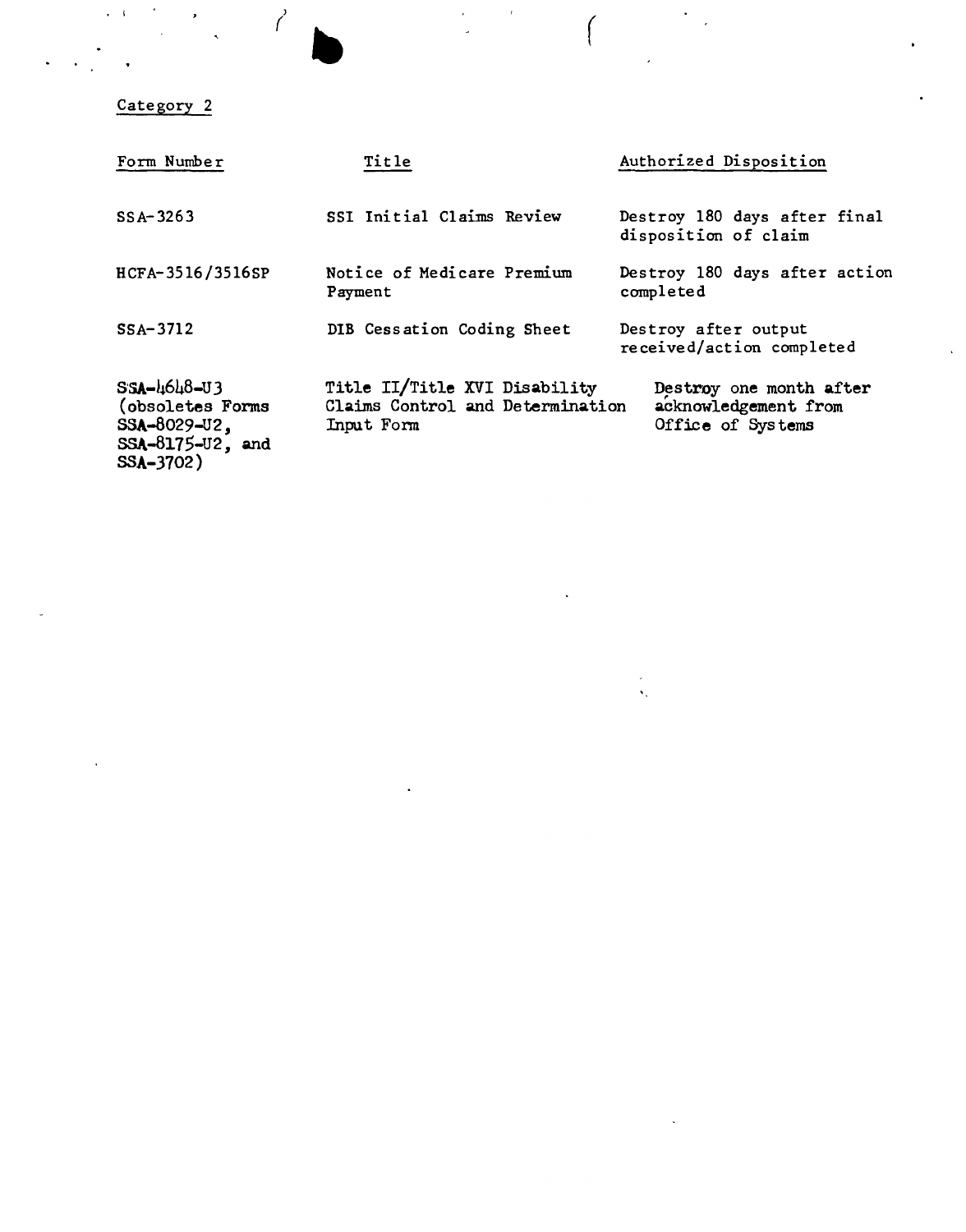Category 2

| Form Number | Title | Authorized Disposition |
|---|---|---|
| SSA-3263 | SSI Initial Claims Review | Destroy 180 days after final disposition of claim |
| HCFA-3516/3516SP | Notice of Medicare Premium Payment | Destroy 180 days after action completed |
| SSA-3712 | DIB Cessation Coding Sheet | Destroy after output received/action completed |
| SSA-4648-U3 (obsoletes Forms SSA-8029-U2, SSA-8175-U2, and SSA-3702) | Title II/Title XVI Disability Claims Control and Determination Input Form | Destroy one month after acknowledgement from Office of Systems |